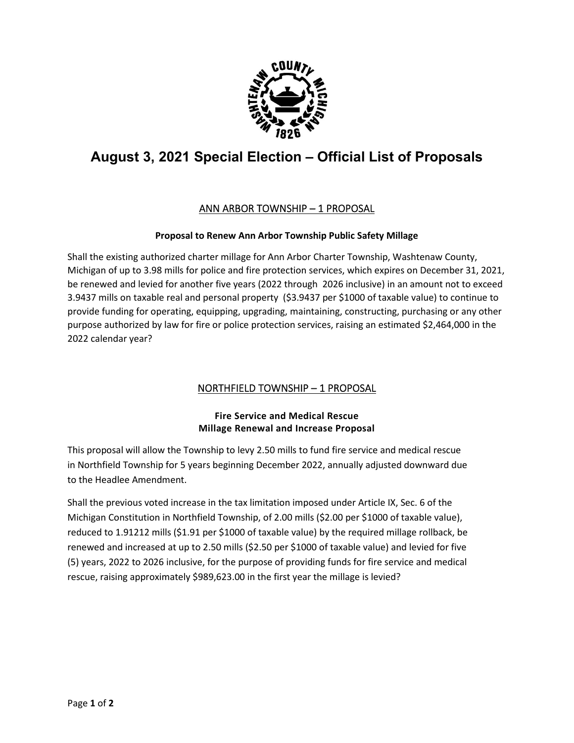# August 3, 2021 Special Election – Official List of Proposals

## ANN ARBOR TOWNSHIP – 1 PROPOSAL

**Proposal to Renew Ann Arbor Township Public Safety Millage**

Shall the existing authorized charter millage for Ann Arbor Charter Township, Washtenaw County, Michigan of up to 3.98 mills for police and fire protection services, which expires on December 31, 2021, be renewed and levied for another five years (2022 through 2026 inclusive) in an amount not to exceed 3.9437 mills on taxable real and personal property ($3.9437 per $1000 of taxable value) to continue to provide funding for operating, equipping, upgrading, maintaining, constructing, purchasing or any other purpose authorized by law for fire or police protection services, raising an estimated $2,464,000 in the 2022 calendar year?

## NORTHFIELD TOWNSHIP – 1 PROPOSAL

**Fire Service and Medical Rescue**
**Millage Renewal and Increase Proposal**

This proposal will allow the Township to levy 2.50 mills to fund fire service and medical rescue in Northfield Township for 5 years beginning December 2022, annually adjusted downward due to the Headlee Amendment.

Shall the previous voted increase in the tax limitation imposed under Article IX, Sec. 6 of the Michigan Constitution in Northfield Township, of 2.00 mills ($2.00 per $1000 of taxable value), reduced to 1.91212 mills ($1.91 per $1000 of taxable value) by the required millage rollback, be renewed and increased at up to 2.50 mills ($2.50 per $1000 of taxable value) and levied for five (5) years, 2022 to 2026 inclusive, for the purpose of providing funds for fire service and medical rescue, raising approximately $989,623.00 in the first year the millage is levied?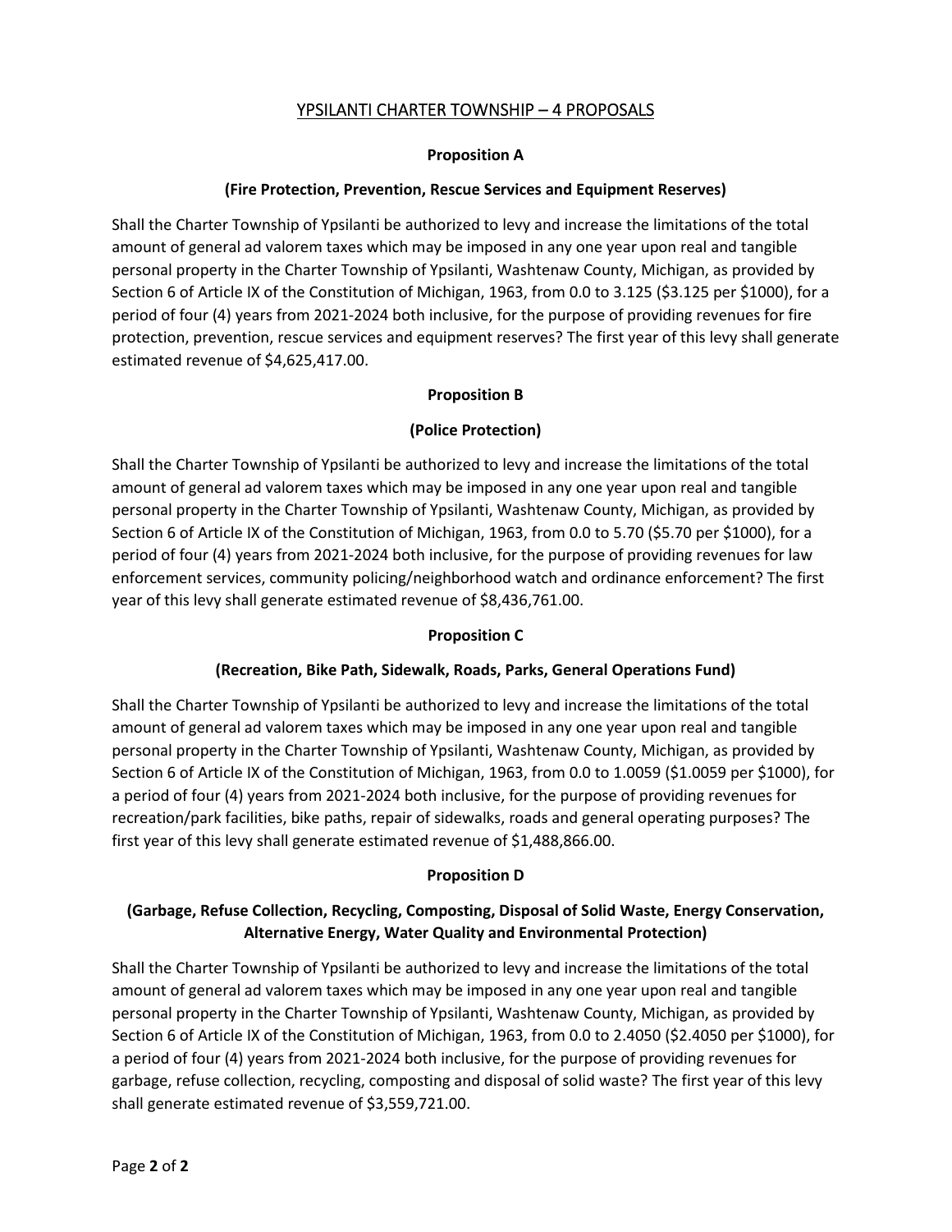# YPSILANTI CHARTER TOWNSHIP – 4 PROPOSALS

## Proposition A

### (Fire Protection, Prevention, Rescue Services and Equipment Reserves)

Shall the Charter Township of Ypsilanti be authorized to levy and increase the limitations of the total amount of general ad valorem taxes which may be imposed in any one year upon real and tangible personal property in the Charter Township of Ypsilanti, Washtenaw County, Michigan, as provided by Section 6 of Article IX of the Constitution of Michigan, 1963, from 0.0 to 3.125 ($3.125 per $1000), for a period of four (4) years from 2021-2024 both inclusive, for the purpose of providing revenues for fire protection, prevention, rescue services and equipment reserves? The first year of this levy shall generate estimated revenue of $4,625,417.00.

## Proposition B

### (Police Protection)

Shall the Charter Township of Ypsilanti be authorized to levy and increase the limitations of the total amount of general ad valorem taxes which may be imposed in any one year upon real and tangible personal property in the Charter Township of Ypsilanti, Washtenaw County, Michigan, as provided by Section 6 of Article IX of the Constitution of Michigan, 1963, from 0.0 to 5.70 ($5.70 per $1000), for a period of four (4) years from 2021-2024 both inclusive, for the purpose of providing revenues for law enforcement services, community policing/neighborhood watch and ordinance enforcement? The first year of this levy shall generate estimated revenue of $8,436,761.00.

## Proposition C

### (Recreation, Bike Path, Sidewalk, Roads, Parks, General Operations Fund)

Shall the Charter Township of Ypsilanti be authorized to levy and increase the limitations of the total amount of general ad valorem taxes which may be imposed in any one year upon real and tangible personal property in the Charter Township of Ypsilanti, Washtenaw County, Michigan, as provided by Section 6 of Article IX of the Constitution of Michigan, 1963, from 0.0 to 1.0059 ($1.0059 per $1000), for a period of four (4) years from 2021-2024 both inclusive, for the purpose of providing revenues for recreation/park facilities, bike paths, repair of sidewalks, roads and general operating purposes? The first year of this levy shall generate estimated revenue of $1,488,866.00.

## Proposition D

### (Garbage, Refuse Collection, Recycling, Composting, Disposal of Solid Waste, Energy Conservation, Alternative Energy, Water Quality and Environmental Protection)

Shall the Charter Township of Ypsilanti be authorized to levy and increase the limitations of the total amount of general ad valorem taxes which may be imposed in any one year upon real and tangible personal property in the Charter Township of Ypsilanti, Washtenaw County, Michigan, as provided by Section 6 of Article IX of the Constitution of Michigan, 1963, from 0.0 to 2.4050 ($2.4050 per $1000), for a period of four (4) years from 2021-2024 both inclusive, for the purpose of providing revenues for garbage, refuse collection, recycling, composting and disposal of solid waste? The first year of this levy shall generate estimated revenue of $3,559,721.00.